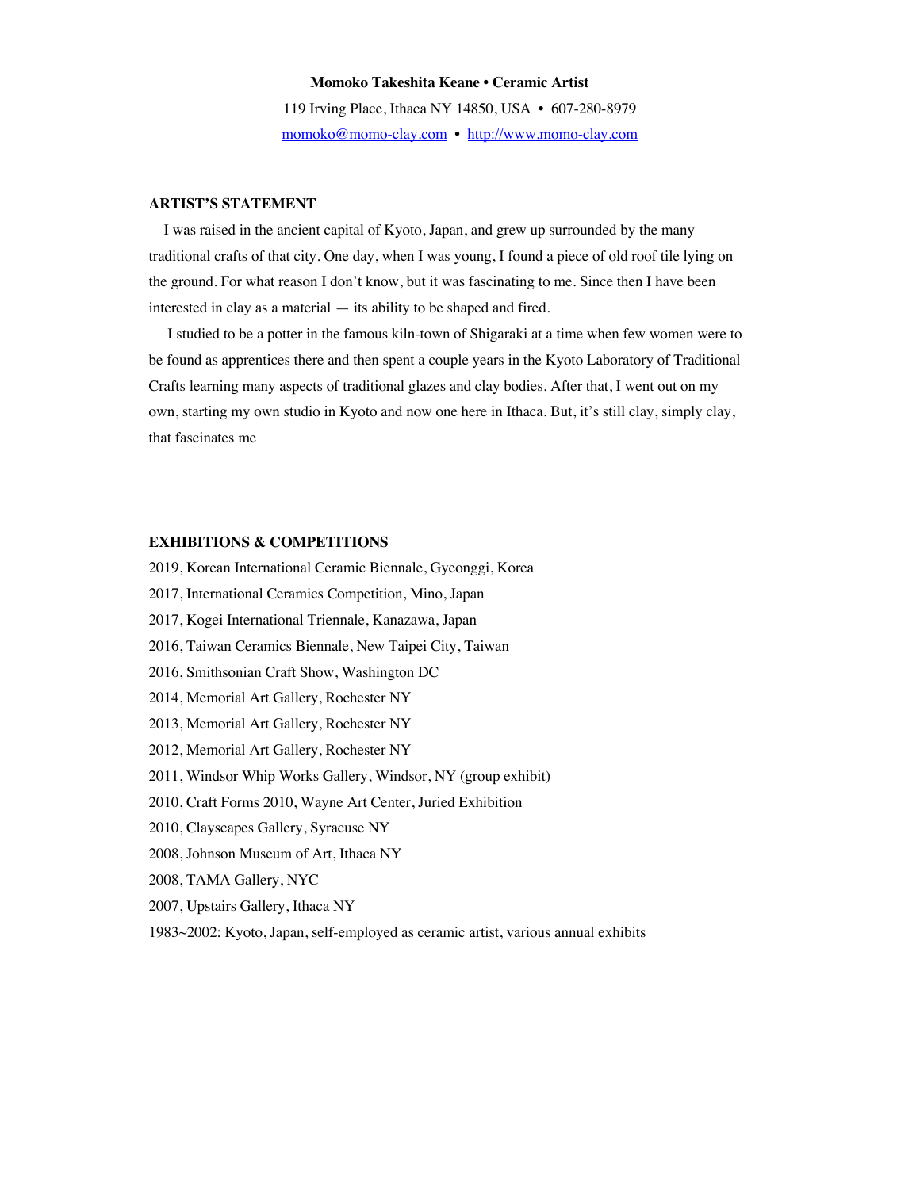**Momoko Takeshita Keane • Ceramic Artist**

119 Irving Place, Ithaca NY 14850, USA • 607-280-8979

momoko@momo-clay.com • http://www.momo-clay.com

## ARTIST'S STATEMENT

I was raised in the ancient capital of Kyoto, Japan, and grew up surrounded by the many traditional crafts of that city. One day, when I was young, I found a piece of old roof tile lying on the ground. For what reason I don't know, but it was fascinating to me. Since then I have been interested in clay as a material — its ability to be shaped and fired.

I studied to be a potter in the famous kiln-town of Shigaraki at a time when few women were to be found as apprentices there and then spent a couple years in the Kyoto Laboratory of Traditional Crafts learning many aspects of traditional glazes and clay bodies. After that, I went out on my own, starting my own studio in Kyoto and now one here in Ithaca. But, it's still clay, simply clay, that fascinates me

## EXHIBITIONS & COMPETITIONS

2019, Korean International Ceramic Biennale, Gyeonggi, Korea

2017, International Ceramics Competition, Mino, Japan

2017, Kogei International Triennale, Kanazawa, Japan

2016, Taiwan Ceramics Biennale, New Taipei City, Taiwan

2016, Smithsonian Craft Show, Washington DC

2014, Memorial Art Gallery, Rochester NY

2013, Memorial Art Gallery, Rochester NY

2012, Memorial Art Gallery, Rochester NY

2011, Windsor Whip Works Gallery, Windsor, NY (group exhibit)

2010, Craft Forms 2010, Wayne Art Center, Juried Exhibition

2010, Clayscapes Gallery, Syracuse NY

2008, Johnson Museum of Art, Ithaca NY

2008, TAMA Gallery, NYC

2007, Upstairs Gallery, Ithaca NY

1983~2002: Kyoto, Japan, self-employed as ceramic artist, various annual exhibits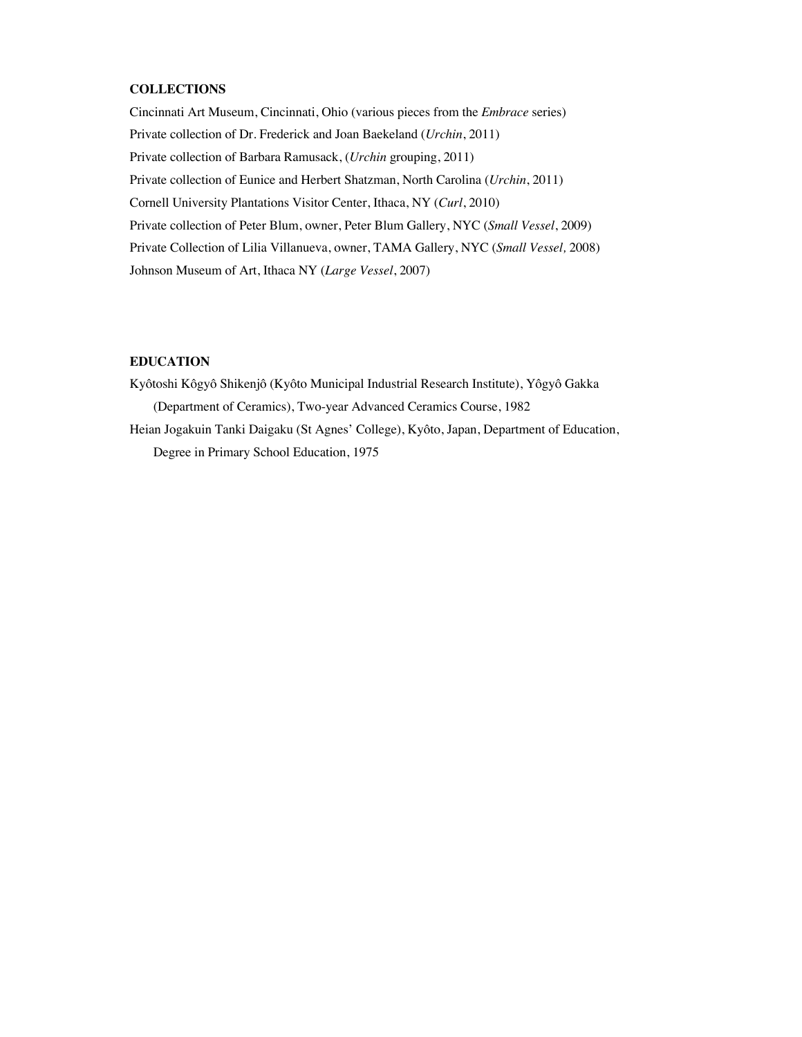## COLLECTIONS

Cincinnati Art Museum, Cincinnati, Ohio (various pieces from the *Embrace* series)

Private collection of Dr. Frederick and Joan Baekeland (*Urchin*, 2011)

Private collection of Barbara Ramusack, (*Urchin* grouping, 2011)

Private collection of Eunice and Herbert Shatzman, North Carolina (*Urchin*, 2011)

Cornell University Plantations Visitor Center, Ithaca, NY (*Curl*, 2010)

Private collection of Peter Blum, owner, Peter Blum Gallery, NYC (*Small Vessel*, 2009)

Private Collection of Lilia Villanueva, owner, TAMA Gallery, NYC (*Small Vessel,* 2008)

Johnson Museum of Art, Ithaca NY (*Large Vessel*, 2007)

## EDUCATION

Kyôtoshi Kôgyô Shikenjô (Kyôto Municipal Industrial Research Institute), Yôgyô Gakka (Department of Ceramics), Two-year Advanced Ceramics Course, 1982

Heian Jogakuin Tanki Daigaku (St Agnes' College), Kyôto, Japan, Department of Education, Degree in Primary School Education, 1975